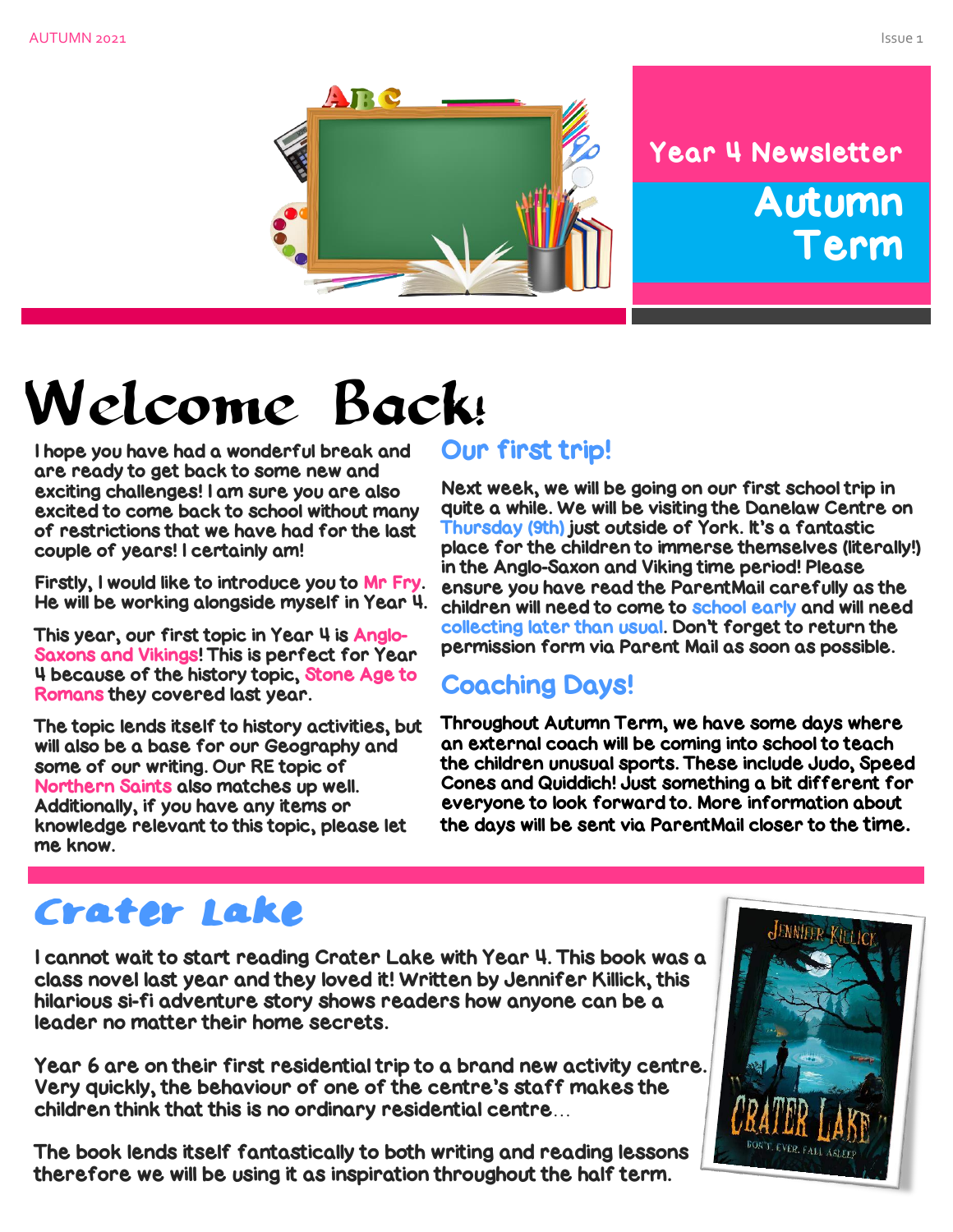# Year 4 Newsletter

## Autumn Term

# Welcome Back!

I hope you have had a wonderful break and are ready to get back to some new and exciting challenges! I am sure you are also excited to come back to school without many of restrictions that we have had for the last couple of years! I certainly am!

Firstly, I would like to introduce you to Mr Fry. He will be working alongside myself in Year 4.

This year, our first topic in Year 4 is Anglo-Saxons and Vikings! This is perfect for Year 4 because of the history topic, Stone Age to Romans they covered last year.

The topic lends itself to history activities, but will also be a base for our Geography and some of our writing. Our RE topic of Northern Saints also matches up well. Additionally, if you have any items or knowledge relevant to this topic, please let me know.

## Our first trip!

Next week, we will be going on our first school trip in quite a while. We will be visiting the Danelaw Centre on Thursday (9th) just outside of York. It's a fantastic place for the children to immerse themselves (literally!) in the Anglo-Saxon and Viking time period! Please ensure you have read the ParentMail carefully as the children will need to come to school early and will need collecting later than usual. Don't forget to return the permission form via Parent Mail as soon as possible.

## Coaching Days!

Throughout Autumn Term, we have some days where an external coach will be coming into school to teach the children unusual sports. These include Judo, Speed Cones and Quiddich! Just something a bit different for everyone to look forward to. More information about the days will be sent via ParentMail closer to the time.

## Crater Lake

I cannot wait to start reading Crater Lake with Year 4. This book was a class novel last year and they loved it! Written by Jennifer Killick, this hilarious si-fi adventure story shows readers how anyone can be a leader no matter their home secrets.

Year 6 are on their first residential trip to a brand new activity centre. Very quickly, the behaviour of one of the centre's staff makes the children think that this is no ordinary residential centre…

The book lends itself fantastically to both writing and reading lessons therefore we will be using it as inspiration throughout the half term.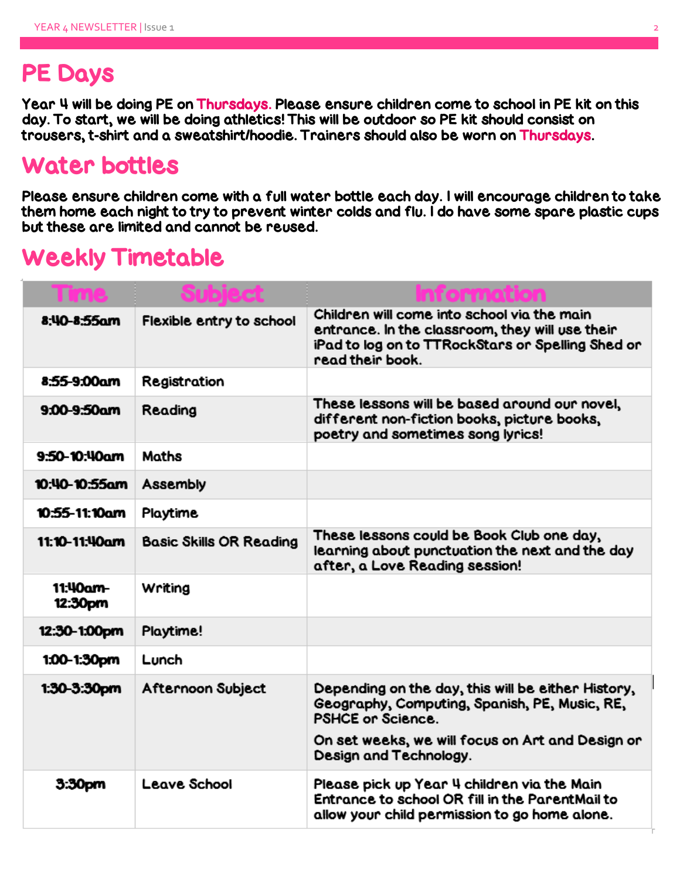## PE Days

Year 4 will be doing PE on Thursdays. Please ensure children come to school in PE kit on this day. To start, we will be doing athletics! This will be outdoor so PE kit should consist on trousers, t-shirt and a sweatshirt/hoodie. Trainers should also be worn on Thursdays.

## Water bottles

Please ensure children come with a full water bottle each day. I will encourage children to take them home each night to try to prevent winter colds and flu. I do have some spare plastic cups but these are limited and cannot be reused.

## Weekly Timetable

| Time | Subject | Information |
|---|---|---|
| 8:40-8:55am | Flexible entry to school | Children will come into school via the main entrance. In the classroom, they will use their iPad to log on to TTRockStars or Spelling Shed or read their book. |
| 8:55-9:00am | Registration | |
| 9:00-9:50am | Reading | These lessons will be based around our novel, different non-fiction books, picture books, poetry and sometimes song lyrics! |
| 9:50-10:40am | Maths | |
| 10:40-10:55am | Assembly | |
| 10:55-11:10am | Playtime | |
| 11:10-11:40am | Basic Skills OR Reading | These lessons could be Book Club one day, learning about punctuation the next and the day after, a Love Reading session! |
| 11:40am-12:30pm | Writing | |
| 12:30-1:00pm | Playtime! | |
| 1:00-1:30pm | Lunch | |
| 1:30-3:30pm | Afternoon Subject | Depending on the day, this will be either History, Geography, Computing, Spanish, PE, Music, RE, PSHCE or Science. On set weeks, we will focus on Art and Design or Design and Technology. |
| 3:30pm | Leave School | Please pick up Year 4 children via the Main Entrance to school OR fill in the ParentMail to allow your child permission to go home alone. |